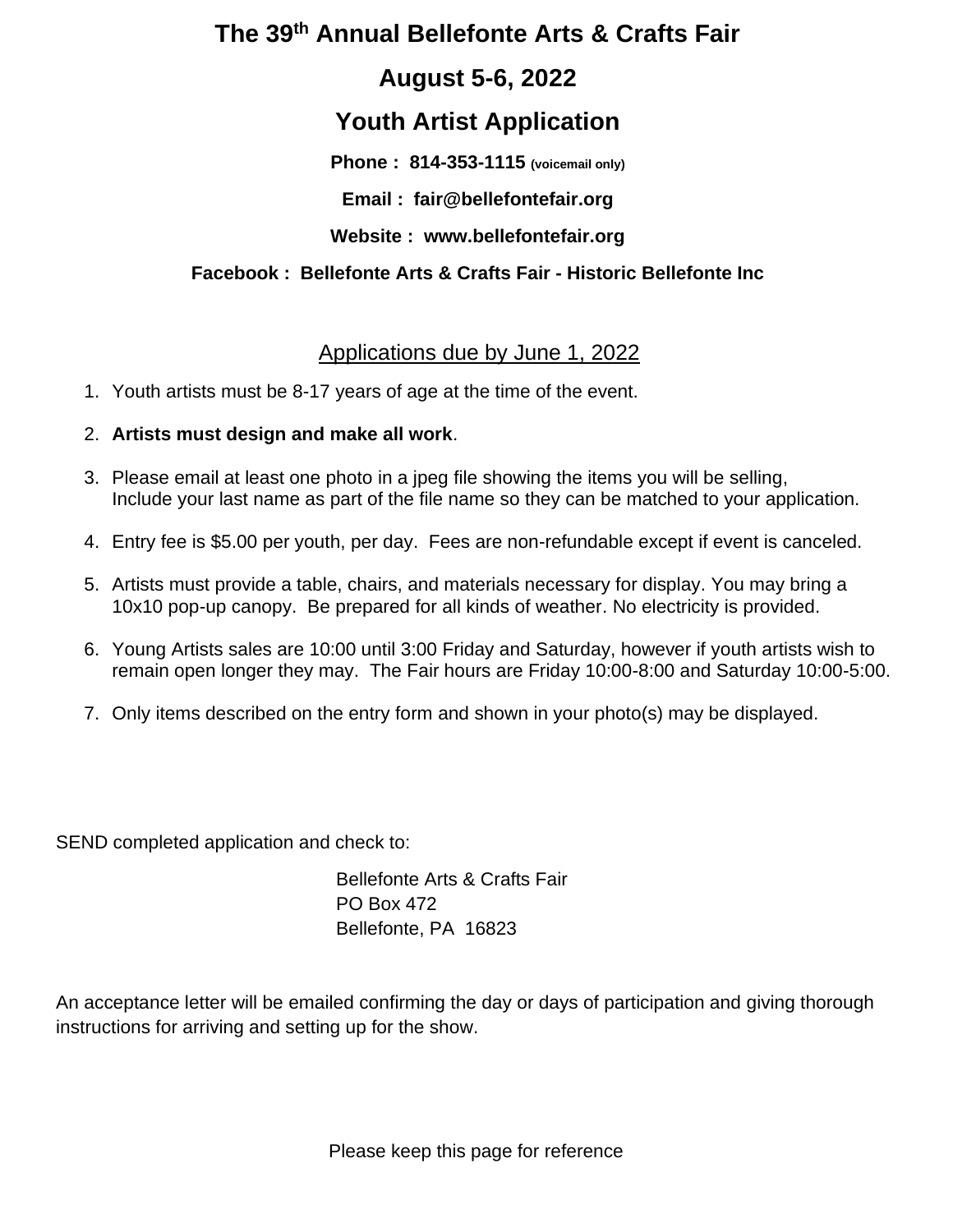# The 39th Annual Bellefonte Arts & Crafts Fair

## August 5-6, 2022

## Youth Artist Application

**Phone : 814-353-1115 (voicemail only)**

**Email : fair@bellefontefair.org**

**Website : www.bellefontefair.org**

**Facebook : Bellefonte Arts & Crafts Fair - Historic Bellefonte Inc**

<u>Applications due by June 1, 2022</u>

1. Youth artists must be 8-17 years of age at the time of the event.
2. **Artists must design and make all work**.
3. Please email at least one photo in a jpeg file showing the items you will be selling, Include your last name as part of the file name so they can be matched to your application.
4. Entry fee is $5.00 per youth, per day. Fees are non-refundable except if event is canceled.
5. Artists must provide a table, chairs, and materials necessary for display. You may bring a 10x10 pop-up canopy. Be prepared for all kinds of weather. No electricity is provided.
6. Young Artists sales are 10:00 until 3:00 Friday and Saturday, however if youth artists wish to remain open longer they may. The Fair hours are Friday 10:00-8:00 and Saturday 10:00-5:00.
7. Only items described on the entry form and shown in your photo(s) may be displayed.

SEND completed application and check to:

Bellefonte Arts & Crafts Fair
PO Box 472
Bellefonte, PA 16823

An acceptance letter will be emailed confirming the day or days of participation and giving thorough instructions for arriving and setting up for the show.

Please keep this page for reference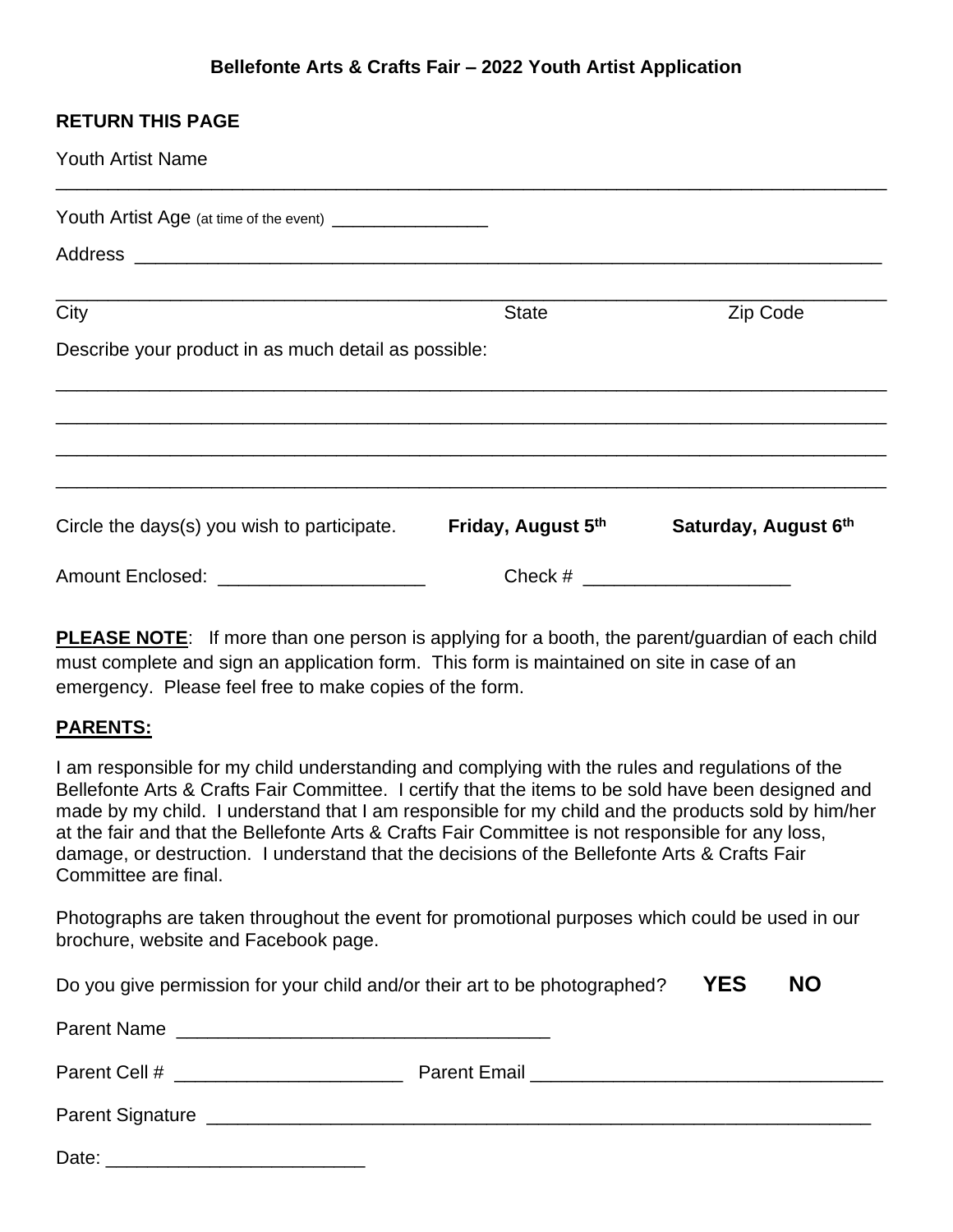**Bellefonte Arts & Crafts Fair – 2022 Youth Artist Application**

**RETURN THIS PAGE**

Youth Artist Name

______________________________________________________________________________

Youth Artist Age (at time of the event) _______________

Address ___________________________________________________________________________

______________________________________________________________________________

City State Zip Code

Describe your product in as much detail as possible:

______________________________________________________________________________

______________________________________________________________________________

______________________________________________________________________________

______________________________________________________________________________

Circle the days(s) you wish to participate. **Friday, August 5th** **Saturday, August 6th**

Amount Enclosed: ___________________ Check # ___________________

**PLEASE NOTE**: If more than one person is applying for a booth, the parent/guardian of each child must complete and sign an application form. This form is maintained on site in case of an emergency. Please feel free to make copies of the form.

**PARENTS:**

I am responsible for my child understanding and complying with the rules and regulations of the Bellefonte Arts & Crafts Fair Committee. I certify that the items to be sold have been designed and made by my child. I understand that I am responsible for my child and the products sold by him/her at the fair and that the Bellefonte Arts & Crafts Fair Committee is not responsible for any loss, damage, or destruction. I understand that the decisions of the Bellefonte Arts & Crafts Fair Committee are final.

Photographs are taken throughout the event for promotional purposes which could be used in our brochure, website and Facebook page.

Do you give permission for your child and/or their art to be photographed? **YES** **NO**

Parent Name ___________________________________

Parent Cell # _____________________ Parent Email _________________________________

Parent Signature _______________________________________________________________

Date: ________________________